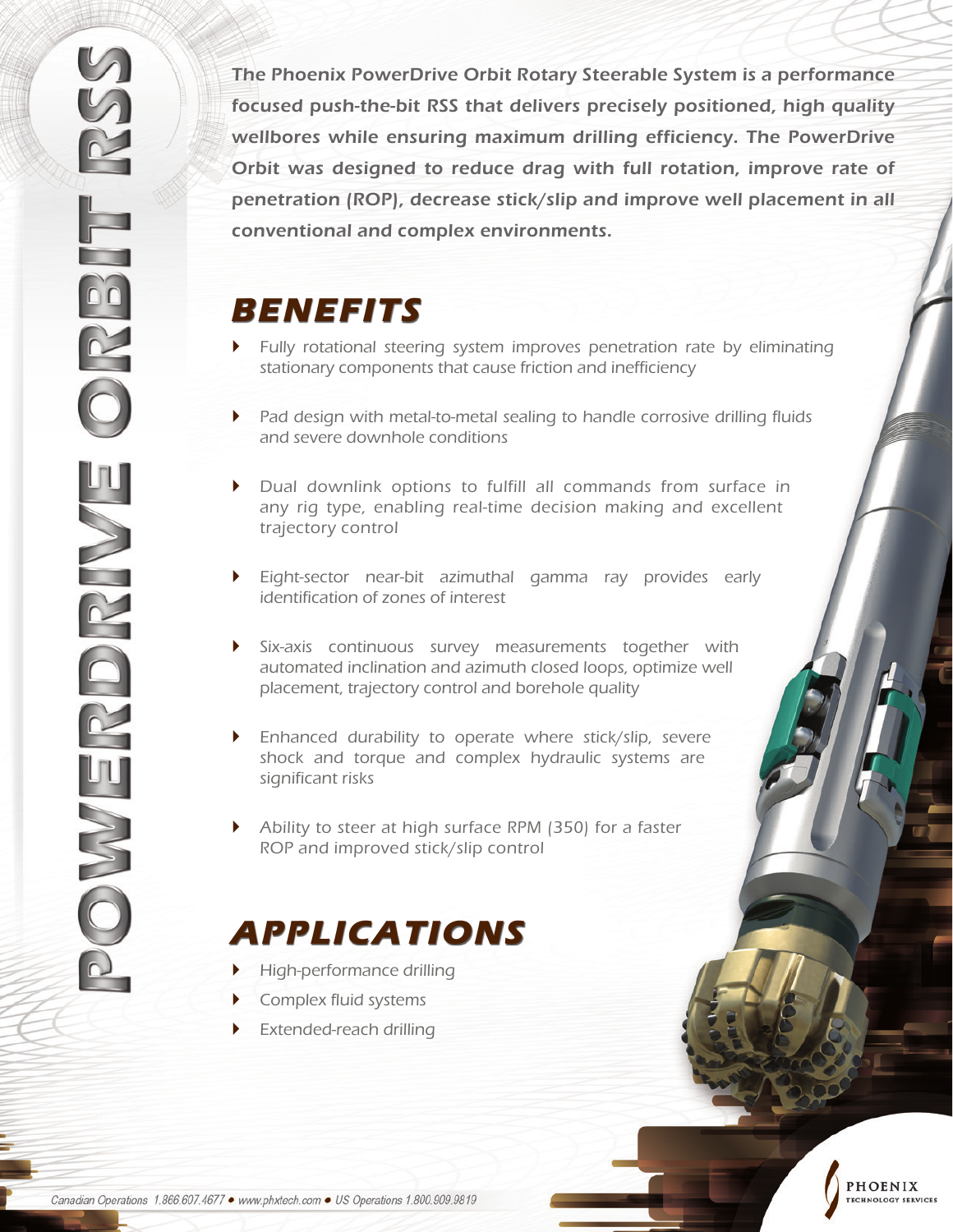# POWERDRIVE ORBIT RSS

The Phoenix PowerDrive Orbit Rotary Steerable System is a performance focused push-the-bit RSS that delivers precisely positioned, high quality wellbores while ensuring maximum drilling efficiency. The PowerDrive Orbit was designed to reduce drag with full rotation, improve rate of penetration (ROP), decrease stick/slip and improve well placement in all conventional and complex environments.

## BENEFITS

- Fully rotational steering system improves penetration rate by eliminating stationary components that cause friction and inefficiency
- Pad design with metal-to-metal sealing to handle corrosive drilling fluids and severe downhole conditions
- Dual downlink options to fulfill all commands from surface in any rig type, enabling real-time decision making and excellent trajectory control
- Eight-sector near-bit azimuthal gamma ray provides early identification of zones of interest
- Six-axis continuous survey measurements together with automated inclination and azimuth closed loops, optimize well placement, trajectory control and borehole quality
- Enhanced durability to operate where stick/slip, severe shock and torque and complex hydraulic systems are significant risks
- Ability to steer at high surface RPM (350) for a faster ROP and improved stick/slip control

## APPLICATIONS

- High-performance drilling
- Complex fluid systems
- Extended-reach drilling

Canadian Operations 1.866.607.4677 ● www.phxtech.com ● US Operations 1.800.909.9819

PHOENIX TECHNOLOGY SERVICES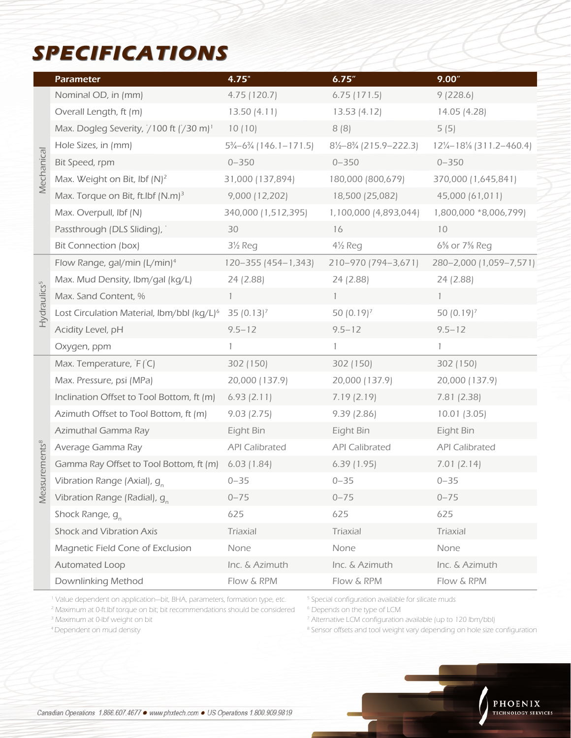# SPECIFICATIONS

| | Parameter | 4.75" | 6.75" | 9.00" |
|---|---|---|---|---|
| Mechanical | Nominal OD, in (mm) | 4.75 (120.7) | 6.75 (171.5) | 9 (228.6) |
| | Overall Length, ft (m) | 13.50 (4.11) | 13.53 (4.12) | 14.05 (4.28) |
| | Max. Dogleg Severity, °/100 ft (°/30 m)[1] | 10 (10) | 8 (8) | 5 (5) |
| | Hole Sizes, in (mm) | 5¾–6¾ (146.1–171.5) | 8½–8¾ (215.9–222.3) | 12¼–18⅛ (311.2–460.4) |
| | Bit Speed, rpm | 0–350 | 0–350 | 0–350 |
| | Max. Weight on Bit, lbf (N)[2] | 31,000 (137,894) | 180,000 (800,679) | 370,000 (1,645,841) |
| | Max. Torque on Bit, ft.lbf (N.m)[3] | 9,000 (12,202) | 18,500 (25,082) | 45,000 (61,011) |
| | Max. Overpull, lbf (N) | 340,000 (1,512,395) | 1,100,000 (4,893,044) | 1,800,000 *8,006,799) |
| | Passthrough (DLS Sliding), ° | 30 | 16 | 10 |
| | Bit Connection (box) | 3½ Reg | 4½ Reg | 6⅝ or 7⅝ Reg |
| Hydraulics[5] | Flow Range, gal/min (L/min)[4] | 120–355 (454–1,343) | 210–970 (794–3,671) | 280–2,000 (1,059–7,571) |
| | Max. Mud Density, lbm/gal (kg/L) | 24 (2.88) | 24 (2.88) | 24 (2.88) |
| | Max. Sand Content, % | 1 | 1 | 1 |
| | Lost Circulation Material, lbm/bbl (kg/L)[6] | 35 (0.13)[7] | 50 (0.19)[7] | 50 (0.19)[7] |
| | Acidity Level, pH | 9.5–12 | 9.5–12 | 9.5–12 |
| | Oxygen, ppm | 1 | 1 | 1 |
| Measurements[8] | Max. Temperature, °F (°C) | 302 (150) | 302 (150) | 302 (150) |
| | Max. Pressure, psi (MPa) | 20,000 (137.9) | 20,000 (137.9) | 20,000 (137.9) |
| | Inclination Offset to Tool Bottom, ft (m) | 6.93 (2.11) | 7.19 (2.19) | 7.81 (2.38) |
| | Azimuth Offset to Tool Bottom, ft (m) | 9.03 (2.75) | 9.39 (2.86) | 10.01 (3.05) |
| | Azimuthal Gamma Ray | Eight Bin | Eight Bin | Eight Bin |
| | Average Gamma Ray | API Calibrated | API Calibrated | API Calibrated |
| | Gamma Ray Offset to Tool Bottom, ft (m) | 6.03 (1.84) | 6.39 (1.95) | 7.01 (2.14) |
| | Vibration Range (Axial), $g_n$ | 0–35 | 0–35 | 0–35 |
| | Vibration Range (Radial), $g_n$ | 0–75 | 0–75 | 0–75 |
| | Shock Range, $g_n$ | 625 | 625 | 625 |
| | Shock and Vibration Axis | Triaxial | Triaxial | Triaxial |
| | Magnetic Field Cone of Exclusion | None | None | None |
| | Automated Loop | Inc. & Azimuth | Inc. & Azimuth | Inc. & Azimuth |
| | Downlinking Method | Flow & RPM | Flow & RPM | Flow & RPM |

[1] Value dependent on application—bit, BHA, parameters, formation type, etc.
[2] Maximum at 0-ft.lbf torque on bit; bit recommendations should be considered
[3] Maximum at 0-lbf weight on bit
[4] Dependent on mud density
[5] Special configuration available for silicate muds
[6] Depends on the type of LCM
[7] Alternative LCM configuration available (up to 120 lbm/bbl)
[8] Sensor offsets and tool weight vary depending on hole size configuration

*Canadian Operations 1.866.607.4677 ● www.phxtech.com ● US Operations 1.800.909.9819*

PHOENIX TECHNOLOGY SERVICES